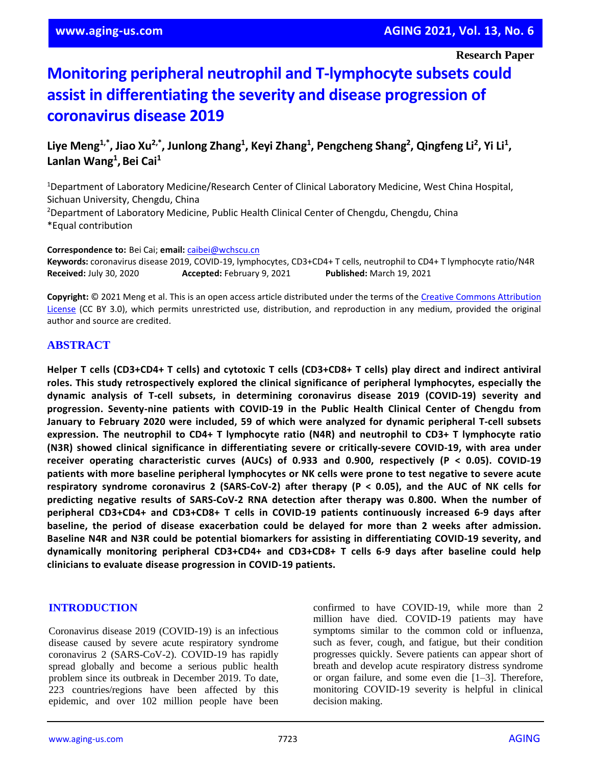Research Paper

# Monitoring peripheral neutrophil and T-lymphocyte subsets could assist in differentiating the severity and disease progression of coronavirus disease 2019

**Liye Meng[1,*], Jiao Xu[2,*], Junlong Zhang[1], Keyi Zhang[1], Pengcheng Shang[2], Qingfeng Li[2], Yi Li[1], Lanlan Wang[1], Bei Cai[1]**

[1]Department of Laboratory Medicine/Research Center of Clinical Laboratory Medicine, West China Hospital, Sichuan University, Chengdu, China
[2]Department of Laboratory Medicine, Public Health Clinical Center of Chengdu, Chengdu, China
*Equal contribution

**Correspondence to:** Bei Cai; **email:** caibei@wchscu.cn
**Keywords:** coronavirus disease 2019, COVID-19, lymphocytes, CD3+CD4+ T cells, neutrophil to CD4+ T lymphocyte ratio/N4R
**Received:** July 30, 2020 **Accepted:** February 9, 2021 **Published:** March 19, 2021

**Copyright:** © 2021 Meng et al. This is an open access article distributed under the terms of the Creative Commons Attribution License (CC BY 3.0), which permits unrestricted use, distribution, and reproduction in any medium, provided the original author and source are credited.

## ABSTRACT

**Helper T cells (CD3+CD4+ T cells) and cytotoxic T cells (CD3+CD8+ T cells) play direct and indirect antiviral roles. This study retrospectively explored the clinical significance of peripheral lymphocytes, especially the dynamic analysis of T-cell subsets, in determining coronavirus disease 2019 (COVID-19) severity and progression. Seventy-nine patients with COVID-19 in the Public Health Clinical Center of Chengdu from January to February 2020 were included, 59 of which were analyzed for dynamic peripheral T-cell subsets expression. The neutrophil to CD4+ T lymphocyte ratio (N4R) and neutrophil to CD3+ T lymphocyte ratio (N3R) showed clinical significance in differentiating severe or critically-severe COVID-19, with area under receiver operating characteristic curves (AUCs) of 0.933 and 0.900, respectively ($P < 0.05$). COVID-19 patients with more baseline peripheral lymphocytes or NK cells were prone to test negative to severe acute respiratory syndrome coronavirus 2 (SARS-CoV-2) after therapy ($P < 0.05$), and the AUC of NK cells for predicting negative results of SARS-CoV-2 RNA detection after therapy was 0.800. When the number of peripheral CD3+CD4+ and CD3+CD8+ T cells in COVID-19 patients continuously increased 6-9 days after baseline, the period of disease exacerbation could be delayed for more than 2 weeks after admission. Baseline N4R and N3R could be potential biomarkers for assisting in differentiating COVID-19 severity, and dynamically monitoring peripheral CD3+CD4+ and CD3+CD8+ T cells 6-9 days after baseline could help clinicians to evaluate disease progression in COVID-19 patients.**

## INTRODUCTION

Coronavirus disease 2019 (COVID-19) is an infectious disease caused by severe acute respiratory syndrome coronavirus 2 (SARS-CoV-2). COVID-19 has rapidly spread globally and become a serious public health problem since its outbreak in December 2019. To date, 223 countries/regions have been affected by this epidemic, and over 102 million people have been confirmed to have COVID-19, while more than 2 million have died. COVID-19 patients may have symptoms similar to the common cold or influenza, such as fever, cough, and fatigue, but their condition progresses quickly. Severe patients can appear short of breath and develop acute respiratory distress syndrome or organ failure, and some even die [1–3]. Therefore, monitoring COVID-19 severity is helpful in clinical decision making.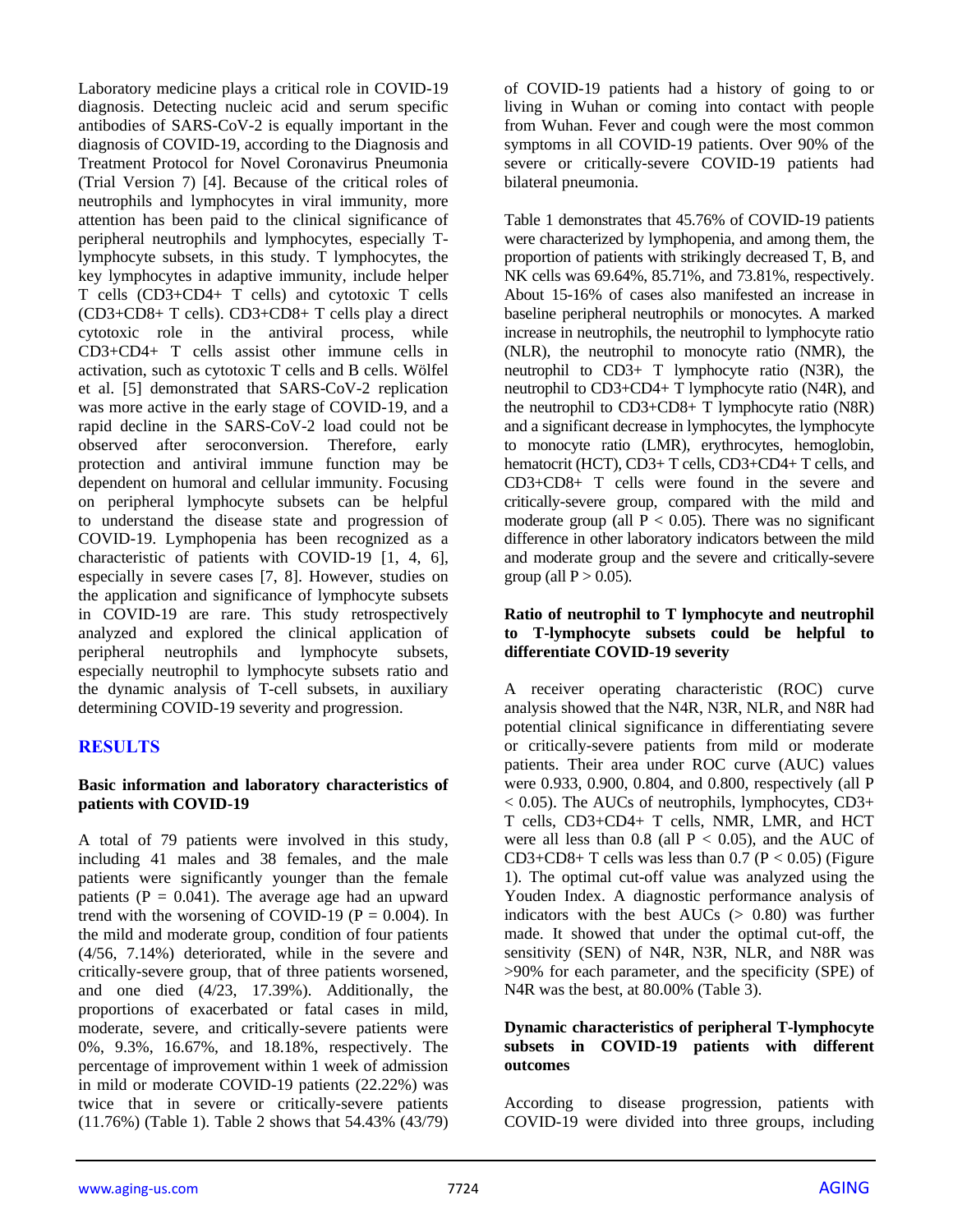Laboratory medicine plays a critical role in COVID-19 diagnosis. Detecting nucleic acid and serum specific antibodies of SARS-CoV-2 is equally important in the diagnosis of COVID-19, according to the Diagnosis and Treatment Protocol for Novel Coronavirus Pneumonia (Trial Version 7) [4]. Because of the critical roles of neutrophils and lymphocytes in viral immunity, more attention has been paid to the clinical significance of peripheral neutrophils and lymphocytes, especially T-lymphocyte subsets, in this study. T lymphocytes, the key lymphocytes in adaptive immunity, include helper T cells (CD3+CD4+ T cells) and cytotoxic T cells (CD3+CD8+ T cells). CD3+CD8+ T cells play a direct cytotoxic role in the antiviral process, while CD3+CD4+ T cells assist other immune cells in activation, such as cytotoxic T cells and B cells. Wölfel et al. [5] demonstrated that SARS-CoV-2 replication was more active in the early stage of COVID-19, and a rapid decline in the SARS-CoV-2 load could not be observed after seroconversion. Therefore, early protection and antiviral immune function may be dependent on humoral and cellular immunity. Focusing on peripheral lymphocyte subsets can be helpful to understand the disease state and progression of COVID-19. Lymphopenia has been recognized as a characteristic of patients with COVID-19 [1, 4, 6], especially in severe cases [7, 8]. However, studies on the application and significance of lymphocyte subsets in COVID-19 are rare. This study retrospectively analyzed and explored the clinical application of peripheral neutrophils and lymphocyte subsets, especially neutrophil to lymphocyte subsets ratio and the dynamic analysis of T-cell subsets, in auxiliary determining COVID-19 severity and progression.

## RESULTS

### Basic information and laboratory characteristics of patients with COVID-19

A total of 79 patients were involved in this study, including 41 males and 38 females, and the male patients were significantly younger than the female patients ($P = 0.041$). The average age had an upward trend with the worsening of COVID-19 ($P = 0.004$). In the mild and moderate group, condition of four patients (4/56, 7.14%) deteriorated, while in the severe and critically-severe group, that of three patients worsened, and one died (4/23, 17.39%). Additionally, the proportions of exacerbated or fatal cases in mild, moderate, severe, and critically-severe patients were 0%, 9.3%, 16.67%, and 18.18%, respectively. The percentage of improvement within 1 week of admission in mild or moderate COVID-19 patients (22.22%) was twice that in severe or critically-severe patients (11.76%) (Table 1). Table 2 shows that 54.43% (43/79) of COVID-19 patients had a history of going to or living in Wuhan or coming into contact with people from Wuhan. Fever and cough were the most common symptoms in all COVID-19 patients. Over 90% of the severe or critically-severe COVID-19 patients had bilateral pneumonia.

Table 1 demonstrates that 45.76% of COVID-19 patients were characterized by lymphopenia, and among them, the proportion of patients with strikingly decreased T, B, and NK cells was 69.64%, 85.71%, and 73.81%, respectively. About 15-16% of cases also manifested an increase in baseline peripheral neutrophils or monocytes. A marked increase in neutrophils, the neutrophil to lymphocyte ratio (NLR), the neutrophil to monocyte ratio (NMR), the neutrophil to CD3+ T lymphocyte ratio (N3R), the neutrophil to CD3+CD4+ T lymphocyte ratio (N4R), and the neutrophil to CD3+CD8+ T lymphocyte ratio (N8R) and a significant decrease in lymphocytes, the lymphocyte to monocyte ratio (LMR), erythrocytes, hemoglobin, hematocrit (HCT), CD3+ T cells, CD3+CD4+ T cells, and CD3+CD8+ T cells were found in the severe and critically-severe group, compared with the mild and moderate group (all $P < 0.05$). There was no significant difference in other laboratory indicators between the mild and moderate group and the severe and critically-severe group (all $P > 0.05$).

### Ratio of neutrophil to T lymphocyte and neutrophil to T-lymphocyte subsets could be helpful to differentiate COVID-19 severity

A receiver operating characteristic (ROC) curve analysis showed that the N4R, N3R, NLR, and N8R had potential clinical significance in differentiating severe or critically-severe patients from mild or moderate patients. Their area under ROC curve (AUC) values were 0.933, 0.900, 0.804, and 0.800, respectively (all $P < 0.05$). The AUCs of neutrophils, lymphocytes, CD3+ T cells, CD3+CD4+ T cells, NMR, LMR, and HCT were all less than 0.8 (all $P < 0.05$), and the AUC of CD3+CD8+ T cells was less than 0.7 ($P < 0.05$) (Figure 1). The optimal cut-off value was analyzed using the Youden Index. A diagnostic performance analysis of indicators with the best AUCs (> 0.80) was further made. It showed that under the optimal cut-off, the sensitivity (SEN) of N4R, N3R, NLR, and N8R was >90% for each parameter, and the specificity (SPE) of N4R was the best, at 80.00% (Table 3).

### Dynamic characteristics of peripheral T-lymphocyte subsets in COVID-19 patients with different outcomes

According to disease progression, patients with COVID-19 were divided into three groups, including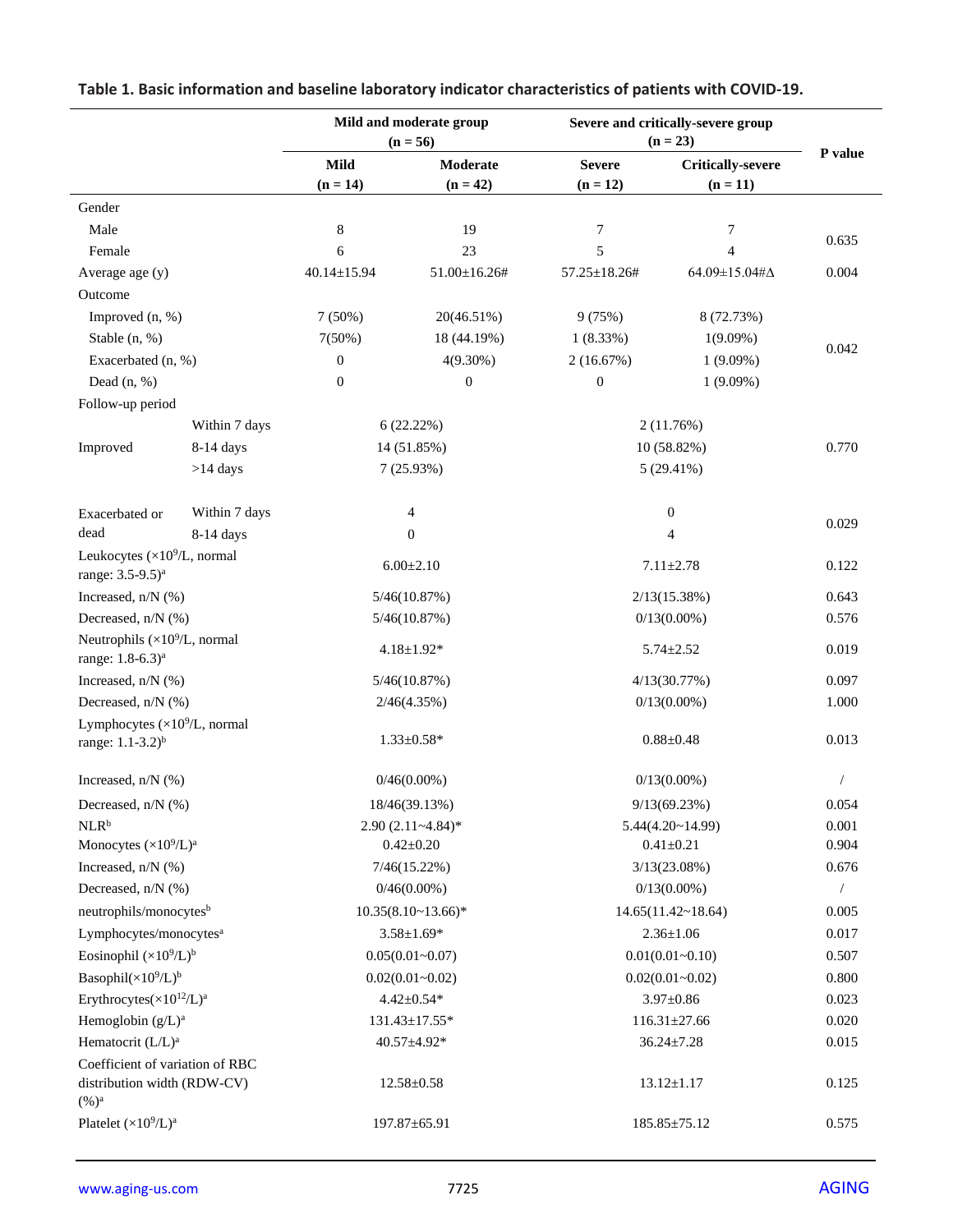**Table 1. Basic information and baseline laboratory indicator characteristics of patients with COVID-19.**

| | | Mild and moderate group (n = 56) | | Severe and critically-severe group (n = 23) | | P value |
|---|---|---|---|---|---|---|
| | | Mild (n = 14) | Moderate (n = 42) | Severe (n = 12) | Critically-severe (n = 11) | |
| Gender | | | | | | |
| Male | | 8 | 19 | 7 | 7 | 0.635 |
| Female | | 6 | 23 | 5 | 4 | |
| Average age (y) | | 40.14±15.94 | 51.00±16.26# | 57.25±18.26# | 64.09±15.04#Δ | 0.004 |
| Outcome | | | | | | |
| Improved (n, %) | | 7 (50%) | 20(46.51%) | 9 (75%) | 8 (72.73%) | 0.042 |
| Stable (n, %) | | 7(50%) | 18 (44.19%) | 1 (8.33%) | 1(9.09%) | |
| Exacerbated (n, %) | | 0 | 4(9.30%) | 2 (16.67%) | 1 (9.09%) | |
| Dead (n, %) | | 0 | 0 | 0 | 1 (9.09%) | |
| Follow-up period | | | | | | |
| Improved | Within 7 days | 6 (22.22%) | | 2 (11.76%) | | 0.770 |
| | 8-14 days | 14 (51.85%) | | 10 (58.82%) | | |
| | >14 days | 7 (25.93%) | | 5 (29.41%) | | |
| Exacerbated or dead | Within 7 days | 4 | | 0 | | 0.029 |
| | 8-14 days | 0 | | 4 | | |
| Leukocytes ($\times10^9$/L, normal range: 3.5-9.5)[a] | | 6.00±2.10 | | 7.11±2.78 | | 0.122 |
| Increased, n/N (%) | | 5/46(10.87%) | | 2/13(15.38%) | | 0.643 |
| Decreased, n/N (%) | | 5/46(10.87%) | | 0/13(0.00%) | | 0.576 |
| Neutrophils ($\times10^9$/L, normal range: 1.8-6.3)[a] | | 4.18±1.92* | | 5.74±2.52 | | 0.019 |
| Increased, n/N (%) | | 5/46(10.87%) | | 4/13(30.77%) | | 0.097 |
| Decreased, n/N (%) | | 2/46(4.35%) | | 0/13(0.00%) | | 1.000 |
| Lymphocytes ($\times10^9$/L, normal range: 1.1-3.2)[b] | | 1.33±0.58* | | 0.88±0.48 | | 0.013 |
| Increased, n/N (%) | | 0/46(0.00%) | | 0/13(0.00%) | | / |
| Decreased, n/N (%) | | 18/46(39.13%) | | 9/13(69.23%) | | 0.054 |
| NLR[b] | | 2.90 (2.11~4.84)* | | 5.44(4.20~14.99) | | 0.001 |
| Monocytes ($\times10^9$/L)[a] | | 0.42±0.20 | | 0.41±0.21 | | 0.904 |
| Increased, n/N (%) | | 7/46(15.22%) | | 3/13(23.08%) | | 0.676 |
| Decreased, n/N (%) | | 0/46(0.00%) | | 0/13(0.00%) | | / |
| neutrophils/monocytes[b] | | 10.35(8.10~13.66)* | | 14.65(11.42~18.64) | | 0.005 |
| Lymphocytes/monocytes[a] | | 3.58±1.69* | | 2.36±1.06 | | 0.017 |
| Eosinophil ($\times10^9$/L)[b] | | 0.05(0.01~0.07) | | 0.01(0.01~0.10) | | 0.507 |
| Basophil($\times10^9$/L)[b] | | 0.02(0.01~0.02) | | 0.02(0.01~0.02) | | 0.800 |
| Erythrocytes($\times10^{12}$/L)[a] | | 4.42±0.54* | | 3.97±0.86 | | 0.023 |
| Hemoglobin (g/L)[a] | | 131.43±17.55* | | 116.31±27.66 | | 0.020 |
| Hematocrit (L/L)[a] | | 40.57±4.92* | | 36.24±7.28 | | 0.015 |
| Coefficient of variation of RBC distribution width (RDW-CV) (%)[a] | | 12.58±0.58 | | 13.12±1.17 | | 0.125 |
| Platelet ($\times10^9$/L)[a] | | 197.87±65.91 | | 185.85±75.12 | | 0.575 |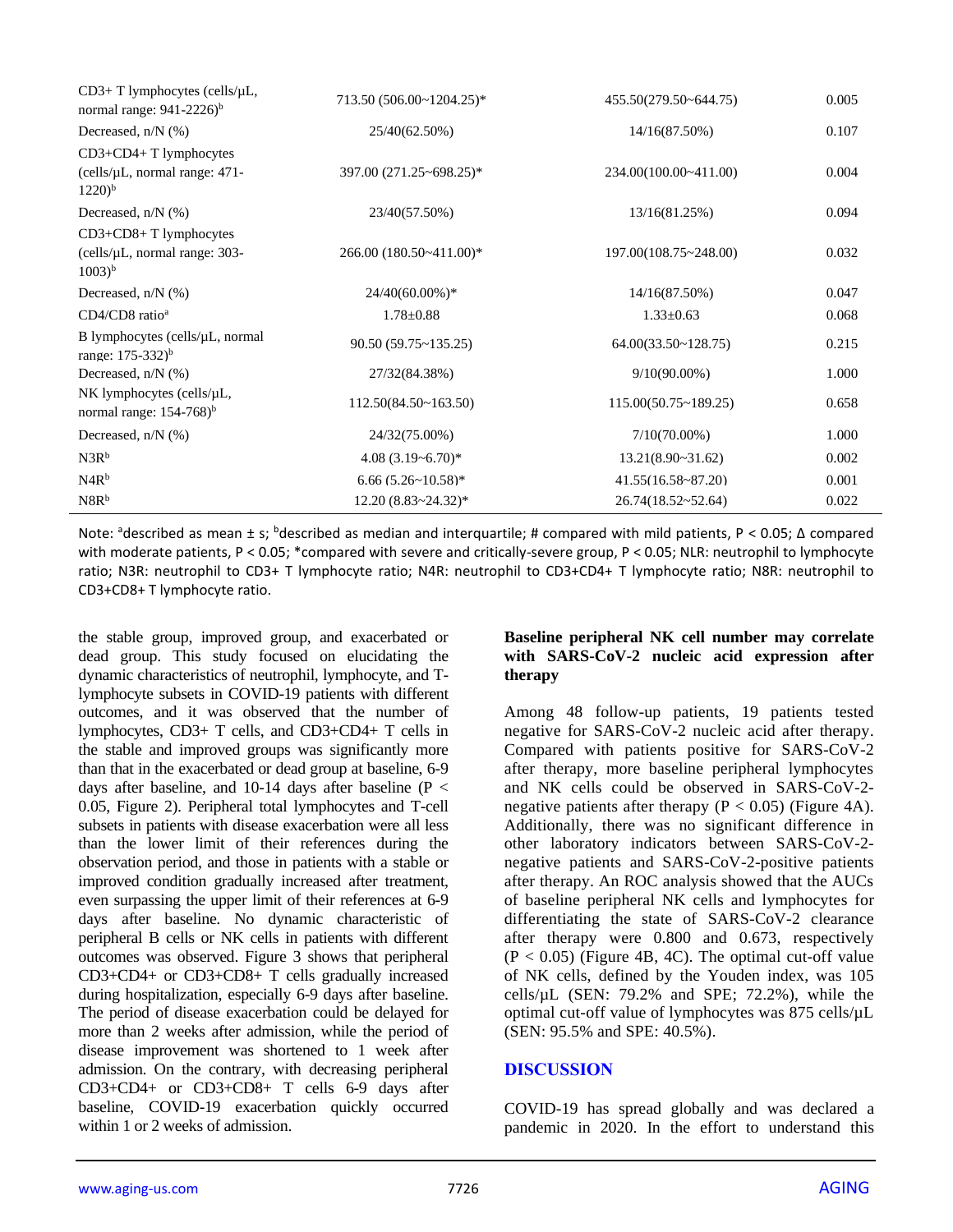| | | | |
|---|---|---|---|
| CD3+ T lymphocytes (cells/μL, normal range: 941-2226)[b] | 713.50 (506.00~1204.25)* | 455.50(279.50~644.75) | 0.005 |
| Decreased, n/N (%) | 25/40(62.50%) | 14/16(87.50%) | 0.107 |
| CD3+CD4+ T lymphocytes (cells/μL, normal range: 471-1220)[b] | 397.00 (271.25~698.25)* | 234.00(100.00~411.00) | 0.004 |
| Decreased, n/N (%) | 23/40(57.50%) | 13/16(81.25%) | 0.094 |
| CD3+CD8+ T lymphocytes (cells/μL, normal range: 303-1003)[b] | 266.00 (180.50~411.00)* | 197.00(108.75~248.00) | 0.032 |
| Decreased, n/N (%) | 24/40(60.00%)* | 14/16(87.50%) | 0.047 |
| CD4/CD8 ratio[a] | 1.78±0.88 | 1.33±0.63 | 0.068 |
| B lymphocytes (cells/μL, normal range: 175-332)[b] | 90.50 (59.75~135.25) | 64.00(33.50~128.75) | 0.215 |
| Decreased, n/N (%) | 27/32(84.38%) | 9/10(90.00%) | 1.000 |
| NK lymphocytes (cells/μL, normal range: 154-768)[b] | 112.50(84.50~163.50) | 115.00(50.75~189.25) | 0.658 |
| Decreased, n/N (%) | 24/32(75.00%) | 7/10(70.00%) | 1.000 |
| N3R[b] | 4.08 (3.19~6.70)* | 13.21(8.90~31.62) | 0.002 |
| N4R[b] | 6.66 (5.26~10.58)* | 41.55(16.58~87.20) | 0.001 |
| N8R[b] | 12.20 (8.83~24.32)* | 26.74(18.52~52.64) | 0.022 |

Note: [a]described as mean ± s; [b]described as median and interquartile; # compared with mild patients, P < 0.05; Δ compared with moderate patients, P < 0.05; *compared with severe and critically-severe group, P < 0.05; NLR: neutrophil to lymphocyte ratio; N3R: neutrophil to CD3+ T lymphocyte ratio; N4R: neutrophil to CD3+CD4+ T lymphocyte ratio; N8R: neutrophil to CD3+CD8+ T lymphocyte ratio.

the stable group, improved group, and exacerbated or dead group. This study focused on elucidating the dynamic characteristics of neutrophil, lymphocyte, and T-lymphocyte subsets in COVID-19 patients with different outcomes, and it was observed that the number of lymphocytes, CD3+ T cells, and CD3+CD4+ T cells in the stable and improved groups was significantly more than that in the exacerbated or dead group at baseline, 6-9 days after baseline, and 10-14 days after baseline ($P < 0.05$, Figure 2). Peripheral total lymphocytes and T-cell subsets in patients with disease exacerbation were all less than the lower limit of their references during the observation period, and those in patients with a stable or improved condition gradually increased after treatment, even surpassing the upper limit of their references at 6-9 days after baseline. No dynamic characteristic of peripheral B cells or NK cells in patients with different outcomes was observed. Figure 3 shows that peripheral CD3+CD4+ or CD3+CD8+ T cells gradually increased during hospitalization, especially 6-9 days after baseline. The period of disease exacerbation could be delayed for more than 2 weeks after admission, while the period of disease improvement was shortened to 1 week after admission. On the contrary, with decreasing peripheral CD3+CD4+ or CD3+CD8+ T cells 6-9 days after baseline, COVID-19 exacerbation quickly occurred within 1 or 2 weeks of admission.

### Baseline peripheral NK cell number may correlate with SARS-CoV-2 nucleic acid expression after therapy

Among 48 follow-up patients, 19 patients tested negative for SARS-CoV-2 nucleic acid after therapy. Compared with patients positive for SARS-CoV-2 after therapy, more baseline peripheral lymphocytes and NK cells could be observed in SARS-CoV-2-negative patients after therapy ($P < 0.05$) (Figure 4A). Additionally, there was no significant difference in other laboratory indicators between SARS-CoV-2-negative patients and SARS-CoV-2-positive patients after therapy. An ROC analysis showed that the AUCs of baseline peripheral NK cells and lymphocytes for differentiating the state of SARS-CoV-2 clearance after therapy were 0.800 and 0.673, respectively ($P < 0.05$) (Figure 4B, 4C). The optimal cut-off value of NK cells, defined by the Youden index, was 105 cells/μL (SEN: 79.2% and SPE; 72.2%), while the optimal cut-off value of lymphocytes was 875 cells/μL (SEN: 95.5% and SPE: 40.5%).

## DISCUSSION

COVID-19 has spread globally and was declared a pandemic in 2020. In the effort to understand this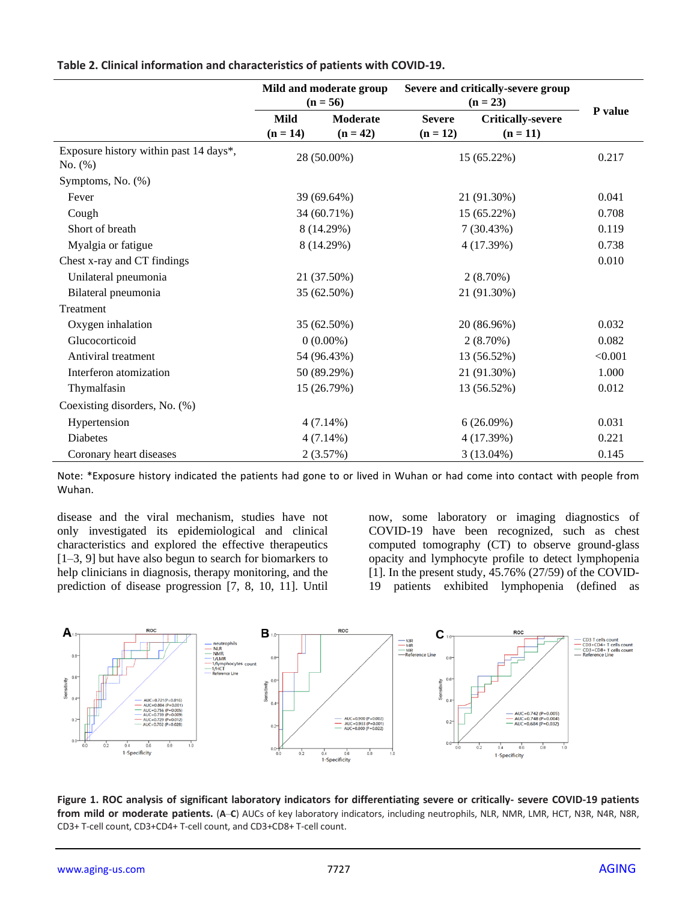**Table 2. Clinical information and characteristics of patients with COVID-19.**

| | Mild and moderate group (n = 56) | | Severe and critically-severe group (n = 23) | | P value |
|---|---|---|---|---|---|
| | Mild (n = 14) | Moderate (n = 42) | Severe (n = 12) | Critically-severe (n = 11) | |
| Exposure history within past 14 days*, No. (%) | 28 (50.00%) | | 15 (65.22%) | | 0.217 |
| Symptoms, No. (%) | | | | | |
| Fever | 39 (69.64%) | | 21 (91.30%) | | 0.041 |
| Cough | 34 (60.71%) | | 15 (65.22%) | | 0.708 |
| Short of breath | 8 (14.29%) | | 7 (30.43%) | | 0.119 |
| Myalgia or fatigue | 8 (14.29%) | | 4 (17.39%) | | 0.738 |
| Chest x-ray and CT findings | | | | | 0.010 |
| Unilateral pneumonia | 21 (37.50%) | | 2 (8.70%) | | |
| Bilateral pneumonia | 35 (62.50%) | | 21 (91.30%) | | |
| Treatment | | | | | |
| Oxygen inhalation | 35 (62.50%) | | 20 (86.96%) | | 0.032 |
| Glucocorticoid | 0 (0.00%) | | 2 (8.70%) | | 0.082 |
| Antiviral treatment | 54 (96.43%) | | 13 (56.52%) | | <0.001 |
| Interferon atomization | 50 (89.29%) | | 21 (91.30%) | | 1.000 |
| Thymalfasin | 15 (26.79%) | | 13 (56.52%) | | 0.012 |
| Coexisting disorders, No. (%) | | | | | |
| Hypertension | 4 (7.14%) | | 6 (26.09%) | | 0.031 |
| Diabetes | 4 (7.14%) | | 4 (17.39%) | | 0.221 |
| Coronary heart diseases | 2 (3.57%) | | 3 (13.04%) | | 0.145 |

Note: *Exposure history indicated the patients had gone to or lived in Wuhan or had come into contact with people from Wuhan.

disease and the viral mechanism, studies have not only investigated its epidemiological and clinical characteristics and explored the effective therapeutics [1–3, 9] but have also begun to search for biomarkers to help clinicians in diagnosis, therapy monitoring, and the prediction of disease progression [7, 8, 10, 11]. Until now, some laboratory or imaging diagnostics of COVID-19 have been recognized, such as chest computed tomography (CT) to observe ground-glass opacity and lymphocyte profile to detect lymphopenia [1]. In the present study, 45.76% (27/59) of the COVID-19 patients exhibited lymphopenia (defined as

**Figure 1. ROC analysis of significant laboratory indicators for differentiating severe or critically- severe COVID-19 patients from mild or moderate patients.** (**A**–**C**) AUCs of key laboratory indicators, including neutrophils, NLR, NMR, LMR, HCT, N3R, N4R, N8R, CD3+ T-cell count, CD3+CD4+ T-cell count, and CD3+CD8+ T-cell count.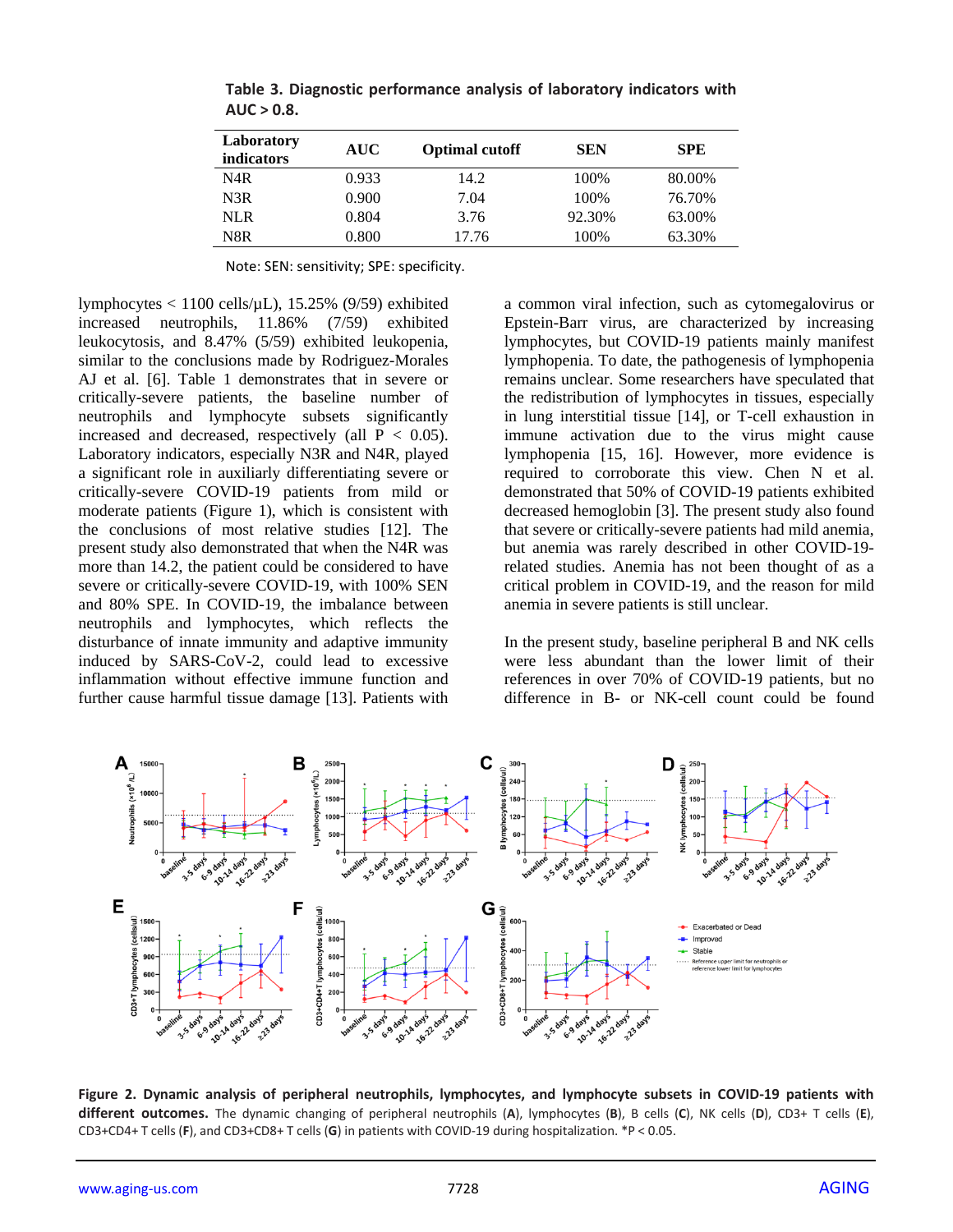**Table 3. Diagnostic performance analysis of laboratory indicators with AUC > 0.8.**

| Laboratory indicators | AUC | Optimal cutoff | SEN | SPE |
|---|---|---|---|---|
| N4R | 0.933 | 14.2 | 100% | 80.00% |
| N3R | 0.900 | 7.04 | 100% | 76.70% |
| NLR | 0.804 | 3.76 | 92.30% | 63.00% |
| N8R | 0.800 | 17.76 | 100% | 63.30% |

Note: SEN: sensitivity; SPE: specificity.

lymphocytes < 1100 cells/μL), 15.25% (9/59) exhibited increased neutrophils, 11.86% (7/59) exhibited leukocytosis, and 8.47% (5/59) exhibited leukopenia, similar to the conclusions made by Rodriguez-Morales AJ et al. [6]. Table 1 demonstrates that in severe or critically-severe patients, the baseline number of neutrophils and lymphocyte subsets significantly increased and decreased, respectively (all $P < 0.05$). Laboratory indicators, especially N3R and N4R, played a significant role in auxiliary differentiating severe or critically-severe COVID-19 patients from mild or moderate patients (Figure 1), which is consistent with the conclusions of most relative studies [12]. The present study also demonstrated that when the N4R was more than 14.2, the patient could be considered to have severe or critically-severe COVID-19, with 100% SEN and 80% SPE. In COVID-19, the imbalance between neutrophils and lymphocytes, which reflects the disturbance of innate immunity and adaptive immunity induced by SARS-CoV-2, could lead to excessive inflammation without effective immune function and further cause harmful tissue damage [13]. Patients with a common viral infection, such as cytomegalovirus or Epstein-Barr virus, are characterized by increasing lymphocytes, but COVID-19 patients mainly manifest lymphopenia. To date, the pathogenesis of lymphopenia remains unclear. Some researchers have speculated that the redistribution of lymphocytes in tissues, especially in lung interstitial tissue [14], or T-cell exhaustion in immune activation due to the virus might cause lymphopenia [15, 16]. However, more evidence is required to corroborate this view. Chen N et al. demonstrated that 50% of COVID-19 patients exhibited decreased hemoglobin [3]. The present study also found that severe or critically-severe patients had mild anemia, but anemia was rarely described in other COVID-19-related studies. Anemia has not been thought of as a critical problem in COVID-19, and the reason for mild anemia in severe patients is still unclear.

In the present study, baseline peripheral B and NK cells were less abundant than the lower limit of their references in over 70% of COVID-19 patients, but no difference in B- or NK-cell count could be found

**Figure 2. Dynamic analysis of peripheral neutrophils, lymphocytes, and lymphocyte subsets in COVID-19 patients with different outcomes.** The dynamic changing of peripheral neutrophils (**A**), lymphocytes (**B**), B cells (**C**), NK cells (**D**), CD3+ T cells (**E**), CD3+CD4+ T cells (**F**), and CD3+CD8+ T cells (**G**) in patients with COVID-19 during hospitalization. $^*P < 0.05$.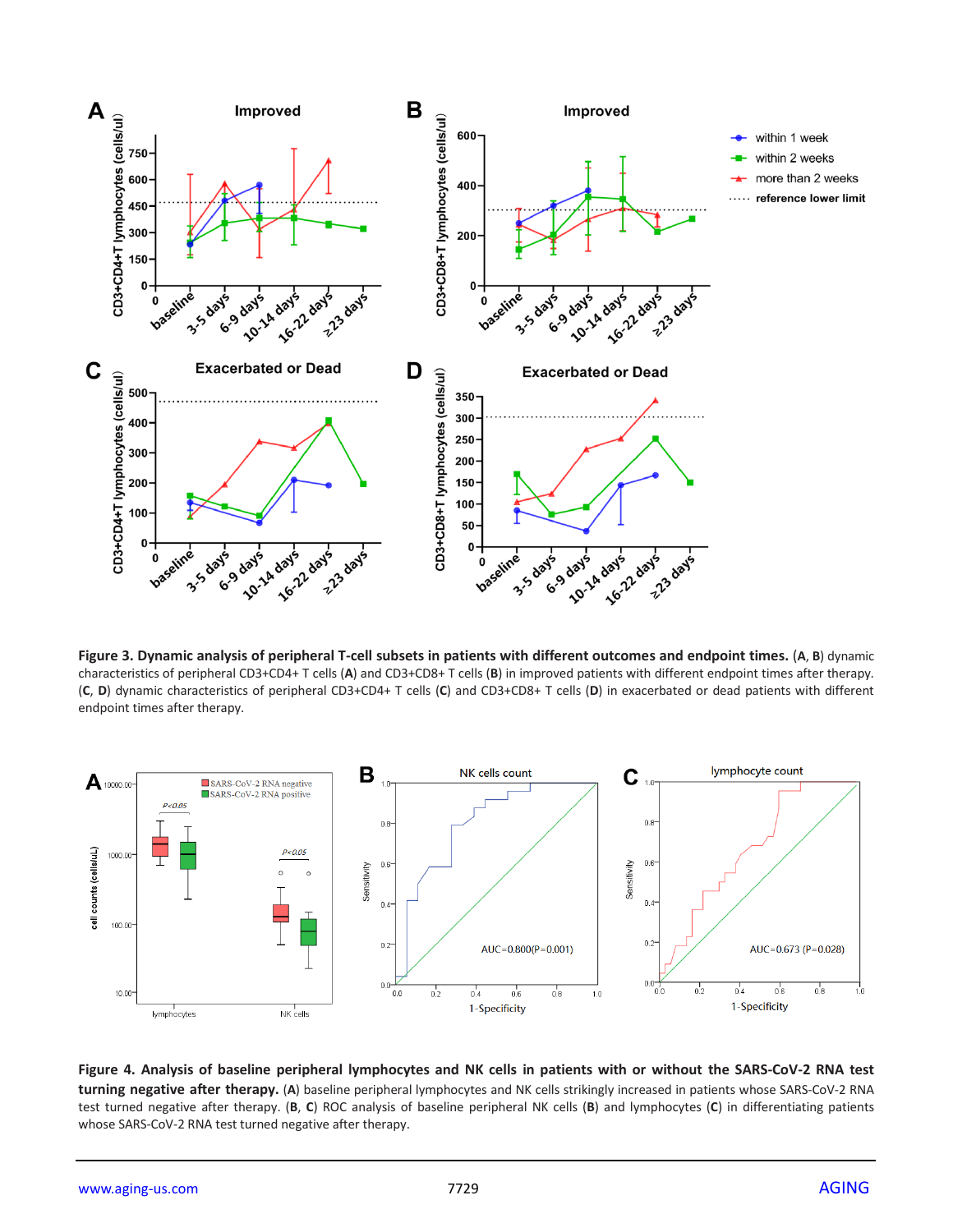**Figure 3. Dynamic analysis of peripheral T-cell subsets in patients with different outcomes and endpoint times.** (**A**, **B**) dynamic characteristics of peripheral CD3+CD4+ T cells (**A**) and CD3+CD8+ T cells (**B**) in improved patients with different endpoint times after therapy. (**C**, **D**) dynamic characteristics of peripheral CD3+CD4+ T cells (**C**) and CD3+CD8+ T cells (**D**) in exacerbated or dead patients with different endpoint times after therapy.

**Figure 4. Analysis of baseline peripheral lymphocytes and NK cells in patients with or without the SARS-CoV-2 RNA test turning negative after therapy.** (**A**) baseline peripheral lymphocytes and NK cells strikingly increased in patients whose SARS-CoV-2 RNA test turned negative after therapy. (**B**, **C**) ROC analysis of baseline peripheral NK cells (**B**) and lymphocytes (**C**) in differentiating patients whose SARS-CoV-2 RNA test turned negative after therapy.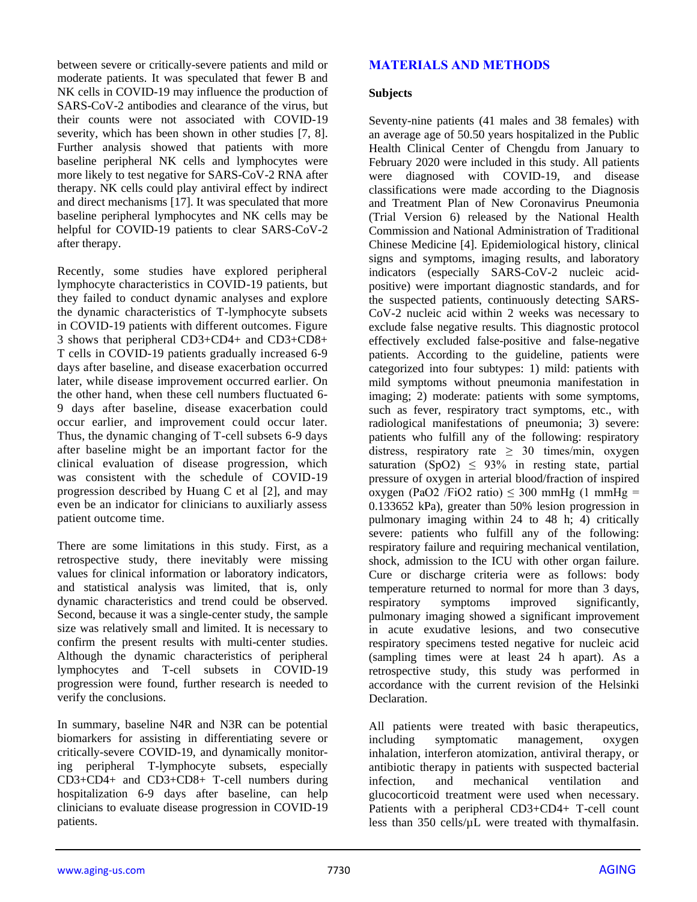between severe or critically-severe patients and mild or moderate patients. It was speculated that fewer B and NK cells in COVID-19 may influence the production of SARS-CoV-2 antibodies and clearance of the virus, but their counts were not associated with COVID-19 severity, which has been shown in other studies [7, 8]. Further analysis showed that patients with more baseline peripheral NK cells and lymphocytes were more likely to test negative for SARS-CoV-2 RNA after therapy. NK cells could play antiviral effect by indirect and direct mechanisms [17]. It was speculated that more baseline peripheral lymphocytes and NK cells may be helpful for COVID-19 patients to clear SARS-CoV-2 after therapy.

Recently, some studies have explored peripheral lymphocyte characteristics in COVID-19 patients, but they failed to conduct dynamic analyses and explore the dynamic characteristics of T-lymphocyte subsets in COVID-19 patients with different outcomes. Figure 3 shows that peripheral CD3+CD4+ and CD3+CD8+ T cells in COVID-19 patients gradually increased 6-9 days after baseline, and disease exacerbation occurred later, while disease improvement occurred earlier. On the other hand, when these cell numbers fluctuated 6-9 days after baseline, disease exacerbation could occur earlier, and improvement could occur later. Thus, the dynamic changing of T-cell subsets 6-9 days after baseline might be an important factor for the clinical evaluation of disease progression, which was consistent with the schedule of COVID-19 progression described by Huang C et al [2], and may even be an indicator for clinicians to auxiliarly assess patient outcome time.

There are some limitations in this study. First, as a retrospective study, there inevitably were missing values for clinical information or laboratory indicators, and statistical analysis was limited, that is, only dynamic characteristics and trend could be observed. Second, because it was a single-center study, the sample size was relatively small and limited. It is necessary to confirm the present results with multi-center studies. Although the dynamic characteristics of peripheral lymphocytes and T-cell subsets in COVID-19 progression were found, further research is needed to verify the conclusions.

In summary, baseline N4R and N3R can be potential biomarkers for assisting in differentiating severe or critically-severe COVID-19, and dynamically monitoring peripheral T-lymphocyte subsets, especially CD3+CD4+ and CD3+CD8+ T-cell numbers during hospitalization 6-9 days after baseline, can help clinicians to evaluate disease progression in COVID-19 patients.

## MATERIALS AND METHODS

### Subjects

Seventy-nine patients (41 males and 38 females) with an average age of 50.50 years hospitalized in the Public Health Clinical Center of Chengdu from January to February 2020 were included in this study. All patients were diagnosed with COVID-19, and disease classifications were made according to the Diagnosis and Treatment Plan of New Coronavirus Pneumonia (Trial Version 6) released by the National Health Commission and National Administration of Traditional Chinese Medicine [4]. Epidemiological history, clinical signs and symptoms, imaging results, and laboratory indicators (especially SARS-CoV-2 nucleic acid-positive) were important diagnostic standards, and for the suspected patients, continuously detecting SARS-CoV-2 nucleic acid within 2 weeks was necessary to exclude false negative results. This diagnostic protocol effectively excluded false-positive and false-negative patients. According to the guideline, patients were categorized into four subtypes: 1) mild: patients with mild symptoms without pneumonia manifestation in imaging; 2) moderate: patients with some symptoms, such as fever, respiratory tract symptoms, etc., with radiological manifestations of pneumonia; 3) severe: patients who fulfill any of the following: respiratory distress, respiratory rate ≥ 30 times/min, oxygen saturation ($SpO_2$) ≤ 93% in resting state, partial pressure of oxygen in arterial blood/fraction of inspired oxygen ($PaO_2$ /$FiO_2$ ratio) ≤ 300 mmHg (1 mmHg = 0.133652 kPa), greater than 50% lesion progression in pulmonary imaging within 24 to 48 h; 4) critically severe: patients who fulfill any of the following: respiratory failure and requiring mechanical ventilation, shock, admission to the ICU with other organ failure. Cure or discharge criteria were as follows: body temperature returned to normal for more than 3 days, respiratory symptoms improved significantly, pulmonary imaging showed a significant improvement in acute exudative lesions, and two consecutive respiratory specimens tested negative for nucleic acid (sampling times were at least 24 h apart). As a retrospective study, this study was performed in accordance with the current revision of the Helsinki Declaration.

All patients were treated with basic therapeutics, including symptomatic management, oxygen inhalation, interferon atomization, antiviral therapy, or antibiotic therapy in patients with suspected bacterial infection, and mechanical ventilation and glucocorticoid treatment were used when necessary. Patients with a peripheral CD3+CD4+ T-cell count less than 350 cells/μL were treated with thymalfasin.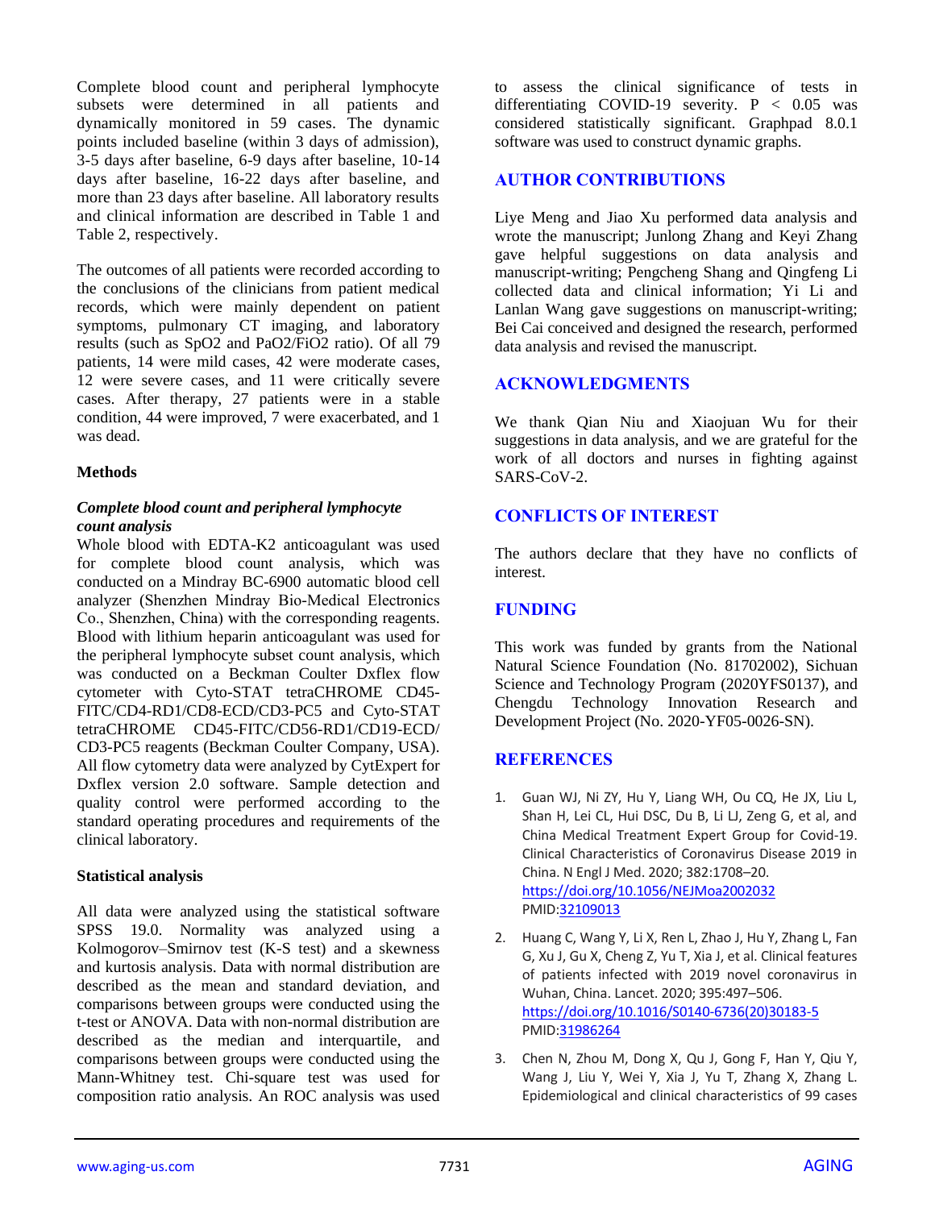Complete blood count and peripheral lymphocyte subsets were determined in all patients and dynamically monitored in 59 cases. The dynamic points included baseline (within 3 days of admission), 3-5 days after baseline, 6-9 days after baseline, 10-14 days after baseline, 16-22 days after baseline, and more than 23 days after baseline. All laboratory results and clinical information are described in Table 1 and Table 2, respectively.

The outcomes of all patients were recorded according to the conclusions of the clinicians from patient medical records, which were mainly dependent on patient symptoms, pulmonary CT imaging, and laboratory results (such as $SpO_2$ and $PaO_2/FiO_2$ ratio). Of all 79 patients, 14 were mild cases, 42 were moderate cases, 12 were severe cases, and 11 were critically severe cases. After therapy, 27 patients were in a stable condition, 44 were improved, 7 were exacerbated, and 1 was dead.

### Methods

#### *Complete blood count and peripheral lymphocyte count analysis*

Whole blood with EDTA-K2 anticoagulant was used for complete blood count analysis, which was conducted on a Mindray BC-6900 automatic blood cell analyzer (Shenzhen Mindray Bio-Medical Electronics Co., Shenzhen, China) with the corresponding reagents. Blood with lithium heparin anticoagulant was used for the peripheral lymphocyte subset count analysis, which was conducted on a Beckman Coulter Dxflex flow cytometer with Cyto-STAT tetraCHROME CD45-FITC/CD4-RD1/CD8-ECD/CD3-PC5 and Cyto-STAT tetraCHROME CD45-FITC/CD56-RD1/CD19-ECD/CD3-PC5 reagents (Beckman Coulter Company, USA). All flow cytometry data were analyzed by CytExpert for Dxflex version 2.0 software. Sample detection and quality control were performed according to the standard operating procedures and requirements of the clinical laboratory.

### Statistical analysis

All data were analyzed using the statistical software SPSS 19.0. Normality was analyzed using a Kolmogorov–Smirnov test (K-S test) and a skewness and kurtosis analysis. Data with normal distribution are described as the mean and standard deviation, and comparisons between groups were conducted using the t-test or ANOVA. Data with non-normal distribution are described as the median and interquartile, and comparisons between groups were conducted using the Mann-Whitney test. Chi-square test was used for composition ratio analysis. An ROC analysis was used to assess the clinical significance of tests in differentiating COVID-19 severity. $P < 0.05$ was considered statistically significant. Graphpad 8.0.1 software was used to construct dynamic graphs.

## AUTHOR CONTRIBUTIONS

Liye Meng and Jiao Xu performed data analysis and wrote the manuscript; Junlong Zhang and Keyi Zhang gave helpful suggestions on data analysis and manuscript-writing; Pengcheng Shang and Qingfeng Li collected data and clinical information; Yi Li and Lanlan Wang gave suggestions on manuscript-writing; Bei Cai conceived and designed the research, performed data analysis and revised the manuscript.

## ACKNOWLEDGMENTS

We thank Qian Niu and Xiaojuan Wu for their suggestions in data analysis, and we are grateful for the work of all doctors and nurses in fighting against SARS-CoV-2.

## CONFLICTS OF INTEREST

The authors declare that they have no conflicts of interest.

## FUNDING

This work was funded by grants from the National Natural Science Foundation (No. 81702002), Sichuan Science and Technology Program (2020YFS0137), and Chengdu Technology Innovation Research and Development Project (No. 2020-YF05-0026-SN).

## REFERENCES

1. Guan WJ, Ni ZY, Hu Y, Liang WH, Ou CQ, He JX, Liu L, Shan H, Lei CL, Hui DSC, Du B, Li LJ, Zeng G, et al, and China Medical Treatment Expert Group for Covid-19. Clinical Characteristics of Coronavirus Disease 2019 in China. N Engl J Med. 2020; 382:1708–20. https://doi.org/10.1056/NEJMoa2002032 PMID:32109013

2. Huang C, Wang Y, Li X, Ren L, Zhao J, Hu Y, Zhang L, Fan G, Xu J, Gu X, Cheng Z, Yu T, Xia J, et al. Clinical features of patients infected with 2019 novel coronavirus in Wuhan, China. Lancet. 2020; 395:497–506. https://doi.org/10.1016/S0140-6736(20)30183-5 PMID:31986264

3. Chen N, Zhou M, Dong X, Qu J, Gong F, Han Y, Qiu Y, Wang J, Liu Y, Wei Y, Xia J, Yu T, Zhang X, Zhang L. Epidemiological and clinical characteristics of 99 cases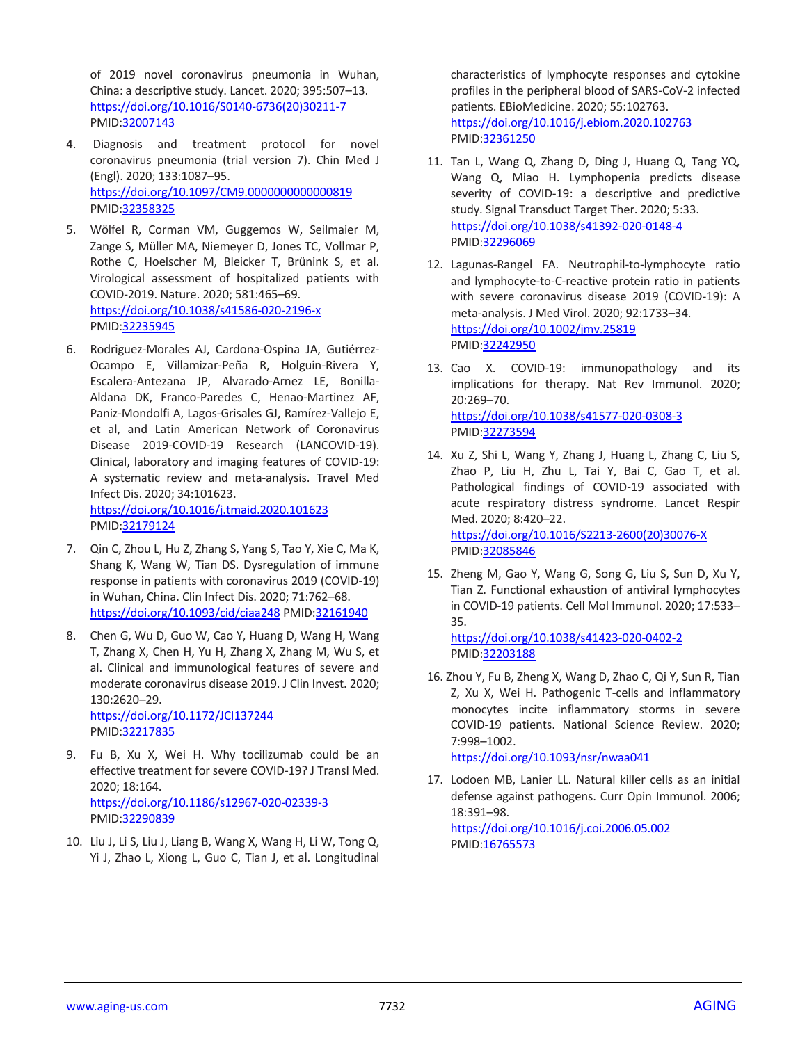of 2019 novel coronavirus pneumonia in Wuhan, China: a descriptive study. Lancet. 2020; 395:507–13. https://doi.org/10.1016/S0140-6736(20)30211-7 PMID:32007143

4. Diagnosis and treatment protocol for novel coronavirus pneumonia (trial version 7). Chin Med J (Engl). 2020; 133:1087–95. https://doi.org/10.1097/CM9.0000000000000819 PMID:32358325

5. Wölfel R, Corman VM, Guggemos W, Seilmaier M, Zange S, Müller MA, Niemeyer D, Jones TC, Vollmar P, Rothe C, Hoelscher M, Bleicker T, Brünink S, et al. Virological assessment of hospitalized patients with COVID-2019. Nature. 2020; 581:465–69. https://doi.org/10.1038/s41586-020-2196-x PMID:32235945

6. Rodriguez-Morales AJ, Cardona-Ospina JA, Gutiérrez-Ocampo E, Villamizar-Peña R, Holguin-Rivera Y, Escalera-Antezana JP, Alvarado-Arnez LE, Bonilla-Aldana DK, Franco-Paredes C, Henao-Martinez AF, Paniz-Mondolfi A, Lagos-Grisales GJ, Ramírez-Vallejo E, et al, and Latin American Network of Coronavirus Disease 2019-COVID-19 Research (LANCOVID-19). Clinical, laboratory and imaging features of COVID-19: A systematic review and meta-analysis. Travel Med Infect Dis. 2020; 34:101623. https://doi.org/10.1016/j.tmaid.2020.101623 PMID:32179124

7. Qin C, Zhou L, Hu Z, Zhang S, Yang S, Tao Y, Xie C, Ma K, Shang K, Wang W, Tian DS. Dysregulation of immune response in patients with coronavirus 2019 (COVID-19) in Wuhan, China. Clin Infect Dis. 2020; 71:762–68. https://doi.org/10.1093/cid/ciaa248 PMID:32161940

8. Chen G, Wu D, Guo W, Cao Y, Huang D, Wang H, Wang T, Zhang X, Chen H, Yu H, Zhang X, Zhang M, Wu S, et al. Clinical and immunological features of severe and moderate coronavirus disease 2019. J Clin Invest. 2020; 130:2620–29. https://doi.org/10.1172/JCI137244 PMID:32217835

9. Fu B, Xu X, Wei H. Why tocilizumab could be an effective treatment for severe COVID-19? J Transl Med. 2020; 18:164. https://doi.org/10.1186/s12967-020-02339-3 PMID:32290839

10. Liu J, Li S, Liu J, Liang B, Wang X, Wang H, Li W, Tong Q, Yi J, Zhao L, Xiong L, Guo C, Tian J, et al. Longitudinal characteristics of lymphocyte responses and cytokine profiles in the peripheral blood of SARS-CoV-2 infected patients. EBioMedicine. 2020; 55:102763. https://doi.org/10.1016/j.ebiom.2020.102763 PMID:32361250

11. Tan L, Wang Q, Zhang D, Ding J, Huang Q, Tang YQ, Wang Q, Miao H. Lymphopenia predicts disease severity of COVID-19: a descriptive and predictive study. Signal Transduct Target Ther. 2020; 5:33. https://doi.org/10.1038/s41392-020-0148-4 PMID:32296069

12. Lagunas-Rangel FA. Neutrophil-to-lymphocyte ratio and lymphocyte-to-C-reactive protein ratio in patients with severe coronavirus disease 2019 (COVID-19): A meta-analysis. J Med Virol. 2020; 92:1733–34. https://doi.org/10.1002/jmv.25819 PMID:32242950

13. Cao X. COVID-19: immunopathology and its implications for therapy. Nat Rev Immunol. 2020; 20:269–70. https://doi.org/10.1038/s41577-020-0308-3 PMID:32273594

14. Xu Z, Shi L, Wang Y, Zhang J, Huang L, Zhang C, Liu S, Zhao P, Liu H, Zhu L, Tai Y, Bai C, Gao T, et al. Pathological findings of COVID-19 associated with acute respiratory distress syndrome. Lancet Respir Med. 2020; 8:420–22. https://doi.org/10.1016/S2213-2600(20)30076-X PMID:32085846

15. Zheng M, Gao Y, Wang G, Song G, Liu S, Sun D, Xu Y, Tian Z. Functional exhaustion of antiviral lymphocytes in COVID-19 patients. Cell Mol Immunol. 2020; 17:533–35. https://doi.org/10.1038/s41423-020-0402-2 PMID:32203188

16. Zhou Y, Fu B, Zheng X, Wang D, Zhao C, Qi Y, Sun R, Tian Z, Xu X, Wei H. Pathogenic T-cells and inflammatory monocytes incite inflammatory storms in severe COVID-19 patients. National Science Review. 2020; 7:998–1002. https://doi.org/10.1093/nsr/nwaa041

17. Lodoen MB, Lanier LL. Natural killer cells as an initial defense against pathogens. Curr Opin Immunol. 2006; 18:391–98. https://doi.org/10.1016/j.coi.2006.05.002 PMID:16765573